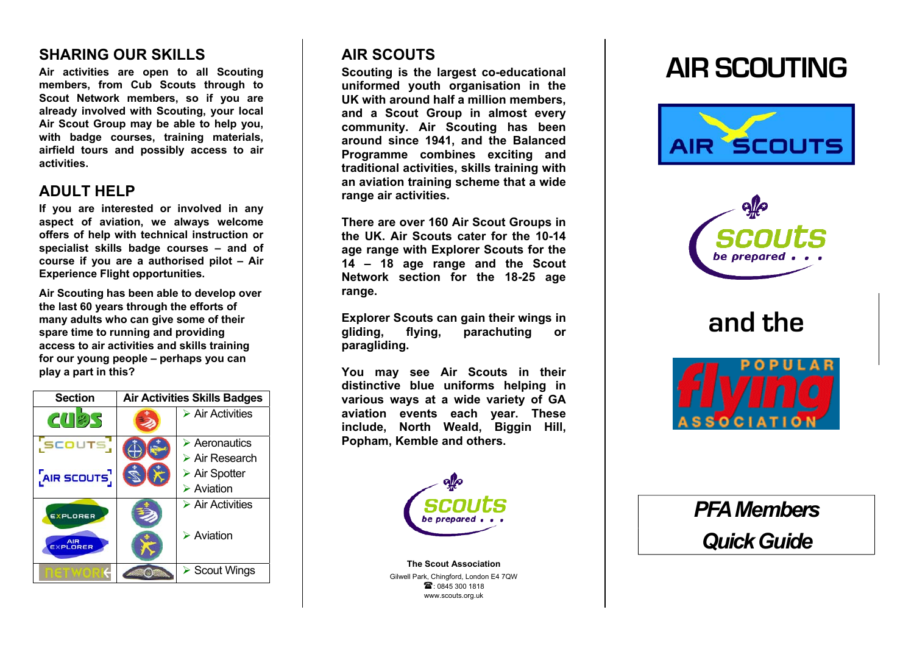## SHARING OUR SKILLS

**Air activities are open to all Scouting members, from Cub Scouts through to Scout Network members, so if you are already involved with Scouting, your local Air Scout Group may be able to help you, with badge courses, training materials, airfield tours and possibly access to air activities.**

## ADULT HELP

**If you are interested or involved in any aspect of aviation, we always welcome offers of help with technical instruction or specialist skills badge courses – and of course if you are a authorised pilot – Air Experience Flight opportunities.**

**Air Scouting has been able to develop over the last 60 years through the efforts of many adults who can give some of their spare time to running and providing access to air activities and skills training for our young people – perhaps you can play a part in this?**

| Section | Air Activities Skills Badges | |
|---|---|---|
| Cubs | | Air Activities |
| Scouts / Air Scouts | | Aeronautics<br>Air Research<br>Air Spotter<br>Aviation |
| Explorer / Air Explorer | | Air Activities<br>Aviation |
| Network | | Scout Wings |

## AIR SCOUTS

**Scouting is the largest co-educational uniformed youth organisation in the UK with around half a million members, and a Scout Group in almost every community. Air Scouting has been around since 1941, and the Balanced Programme combines exciting and traditional activities, skills training with an aviation training scheme that a wide range air activities.**

**There are over 160 Air Scout Groups in the UK. Air Scouts cater for the 10-14 age range with Explorer Scouts for the 14 – 18 age range and the Scout Network section for the 18-25 age range.**

**Explorer Scouts can gain their wings in gliding, flying, parachuting or paragliding.**

**You may see Air Scouts in their distinctive blue uniforms helping in various ways at a wide variety of GA aviation events each year. These include, North Weald, Biggin Hill, Popham, Kemble and others.**

scouts
be prepared . . .

**The Scout Association**

Gilwell Park, Chingford, London E4 7QW

☎: 0845 300 1818

www.scouts.org.uk

# AIR SCOUTING

AIR SCOUTS

scouts
be prepared . . .

## and the

POPULAR flying ASSOCIATION

***PFA Members Quick Guide***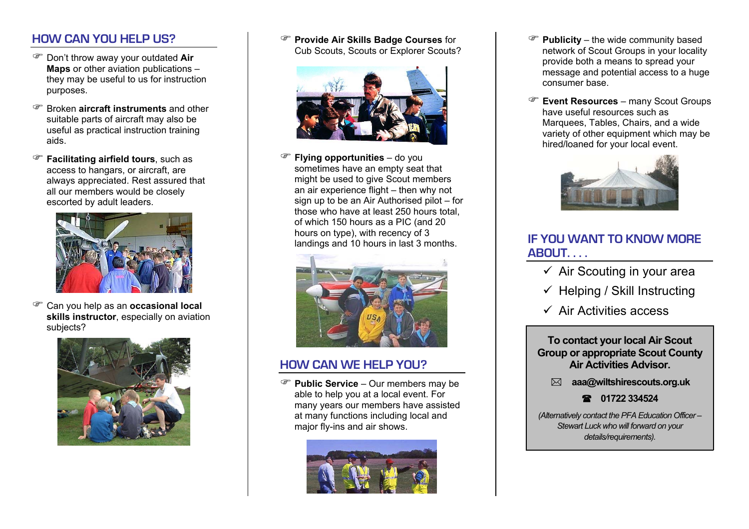## HOW CAN YOU HELP US?

- Don't throw away your outdated **Air Maps** or other aviation publications – they may be useful to us for instruction purposes.
- Broken **aircraft instruments** and other suitable parts of aircraft may also be useful as practical instruction training aids.
- **Facilitating airfield tours**, such as access to hangars, or aircraft, are always appreciated. Rest assured that all our members would be closely escorted by adult leaders.
- Can you help as an **occasional local skills instructor**, especially on aviation subjects?
- **Provide Air Skills Badge Courses** for Cub Scouts, Scouts or Explorer Scouts?
- **Flying opportunities** – do you sometimes have an empty seat that might be used to give Scout members an air experience flight – then why not sign up to be an Air Authorised pilot – for those who have at least 250 hours total, of which 150 hours as a PIC (and 20 hours on type), with recency of 3 landings and 10 hours in last 3 months.

## HOW CAN WE HELP YOU?

- **Public Service** – Our members may be able to help you at a local event. For many years our members have assisted at many functions including local and major fly-ins and air shows.
- **Publicity** – the wide community based network of Scout Groups in your locality provide both a means to spread your message and potential access to a huge consumer base.
- **Event Resources** – many Scout Groups have useful resources such as Marquees, Tables, Chairs, and a wide variety of other equipment which may be hired/loaned for your local event.

## IF YOU WANT TO KNOW MORE ABOUT. . . .

- ✓ Air Scouting in your area
- ✓ Helping / Skill Instructing
- ✓ Air Activities access

**To contact your local Air Scout Group or appropriate Scout County Air Activities Advisor.**

✉ **aaa@wiltshirescouts.org.uk**

☎ **01722 334524**

*(Alternatively contact the PFA Education Officer – Stewart Luck who will forward on your details/requirements).*